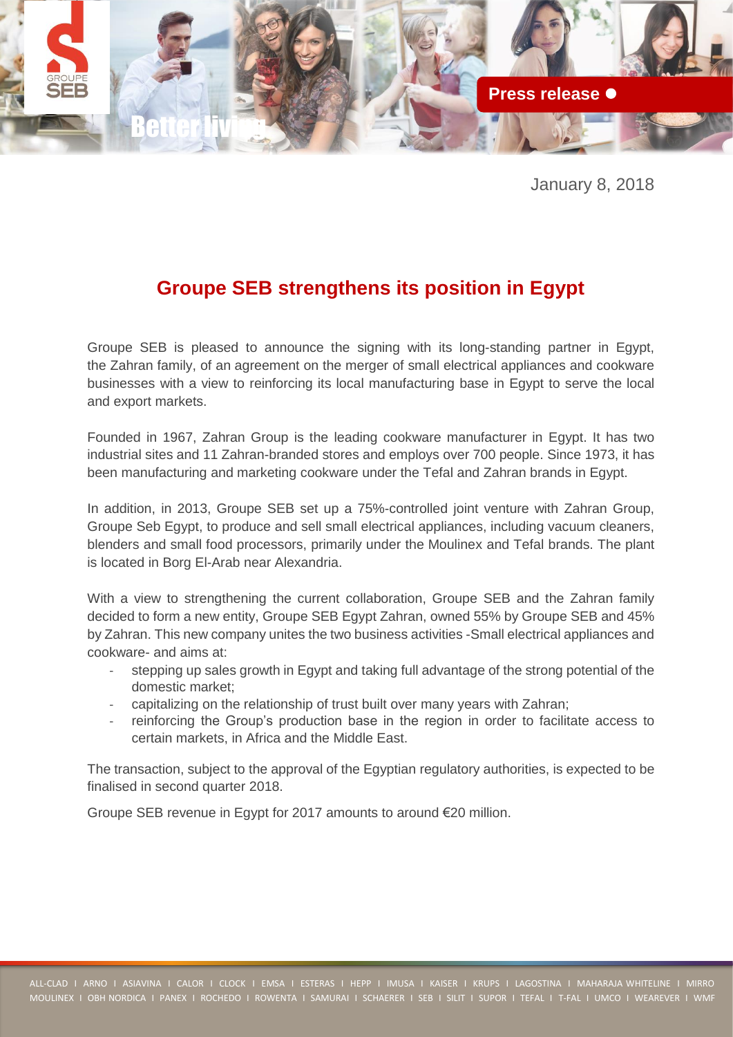January 8, 2018

# Groupe SEB strengthens its position in Egypt

Groupe SEB is pleased to announce the signing with its long-standing partner in Egypt, the Zahran family, of an agreement on the merger of small electrical appliances and cookware businesses with a view to reinforcing its local manufacturing base in Egypt to serve the local and export markets.

Founded in 1967, Zahran Group is the leading cookware manufacturer in Egypt. It has two industrial sites and 11 Zahran-branded stores and employs over 700 people. Since 1973, it has been manufacturing and marketing cookware under the Tefal and Zahran brands in Egypt.

In addition, in 2013, Groupe SEB set up a 75%-controlled joint venture with Zahran Group, Groupe Seb Egypt, to produce and sell small electrical appliances, including vacuum cleaners, blenders and small food processors, primarily under the Moulinex and Tefal brands. The plant is located in Borg El-Arab near Alexandria.

With a view to strengthening the current collaboration, Groupe SEB and the Zahran family decided to form a new entity, Groupe SEB Egypt Zahran, owned 55% by Groupe SEB and 45% by Zahran. This new company unites the two business activities -Small electrical appliances and cookware- and aims at:

- stepping up sales growth in Egypt and taking full advantage of the strong potential of the domestic market;
- capitalizing on the relationship of trust built over many years with Zahran;
- reinforcing the Group's production base in the region in order to facilitate access to certain markets, in Africa and the Middle East.

The transaction, subject to the approval of the Egyptian regulatory authorities, is expected to be finalised in second quarter 2018.

Groupe SEB revenue in Egypt for 2017 amounts to around €20 million.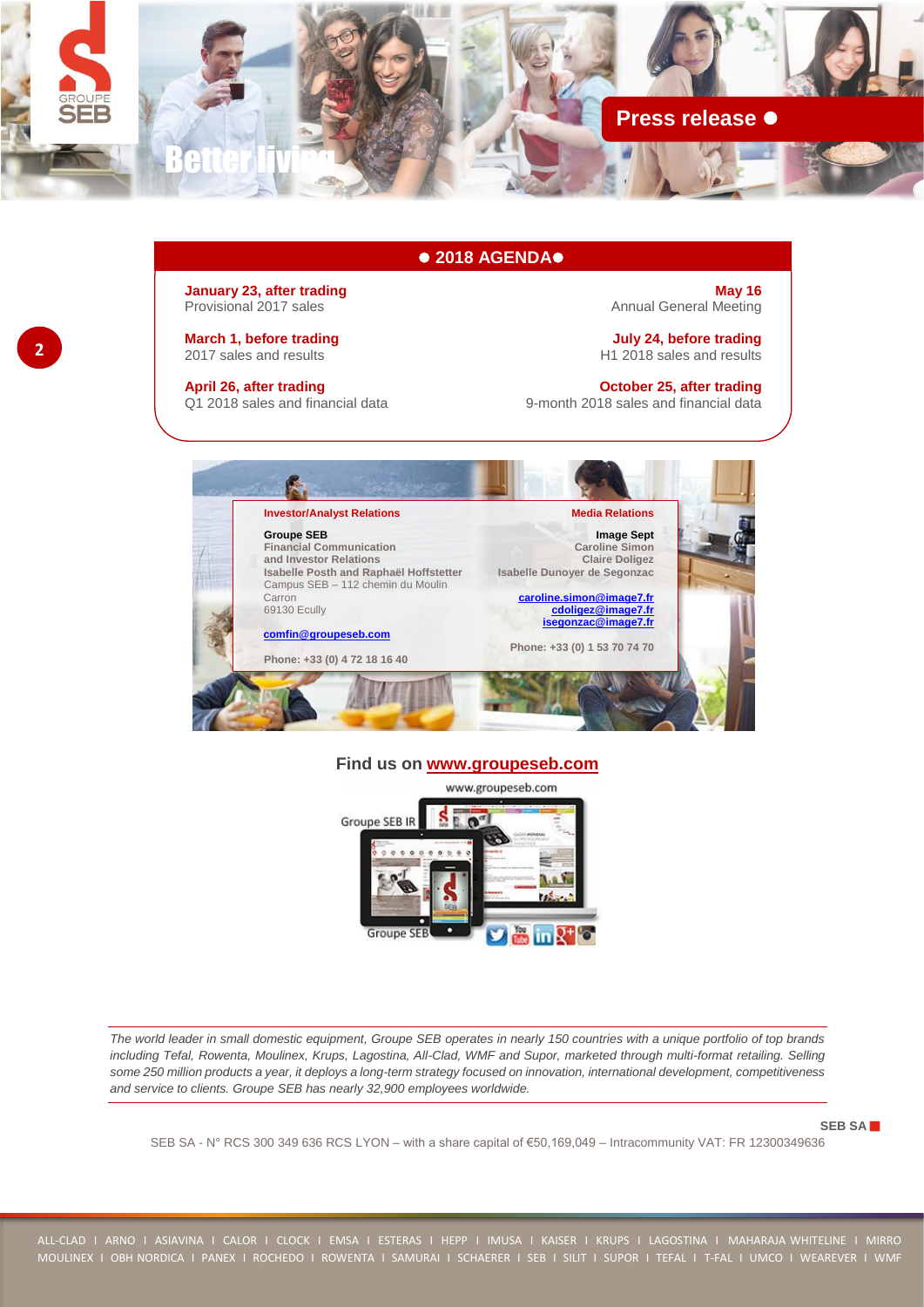Press release

## 2018 AGENDA

**January 23, after trading**
Provisional 2017 sales

**March 1, before trading**
2017 sales and results

**April 26, after trading**
Q1 2018 sales and financial data

**May 16**
Annual General Meeting

**July 24, before trading**
H1 2018 sales and results

**October 25, after trading**
9-month 2018 sales and financial data

**Investor/Analyst Relations**

**Groupe SEB**
Financial Communication
and Investor Relations
Isabelle Posth and Raphaël Hoffstetter
Campus SEB – 112 chemin du Moulin Carron
69130 Ecully

comfin@groupeseb.com

Phone: +33 (0) 4 72 18 16 40

**Media Relations**

**Image Sept**
Caroline Simon
Claire Doligez
Isabelle Dunoyer de Segonzac

caroline.simon@image7.fr
cdoligez@image7.fr
isegonzac@image7.fr

Phone: +33 (0) 1 53 70 74 70

**Find us on www.groupeseb.com**

*The world leader in small domestic equipment, Groupe SEB operates in nearly 150 countries with a unique portfolio of top brands including Tefal, Rowenta, Moulinex, Krups, Lagostina, All-Clad, WMF and Supor, marketed through multi-format retailing. Selling some 250 million products a year, it deploys a long-term strategy focused on innovation, international development, competitiveness and service to clients. Groupe SEB has nearly 32,900 employees worldwide.*

**SEB SA**
SEB SA - N° RCS 300 349 636 RCS LYON – with a share capital of €50,169,049 – Intracommunity VAT: FR 12300349636

ALL-CLAD I ARNO I ASIAVINA I CALOR I CLOCK I EMSA I ESTERAS I HEPP I IMUSA I KAISER I KRUPS I LAGOSTINA I MAHARAJA WHITELINE I MIRRO
MOULINEX I OBH NORDICA I PANEX I ROCHEDO I ROWENTA I SAMURAI I SCHAERER I SEB I SILIT I SUPOR I TEFAL I T-FAL I UMCO I WEAREVER I WMF